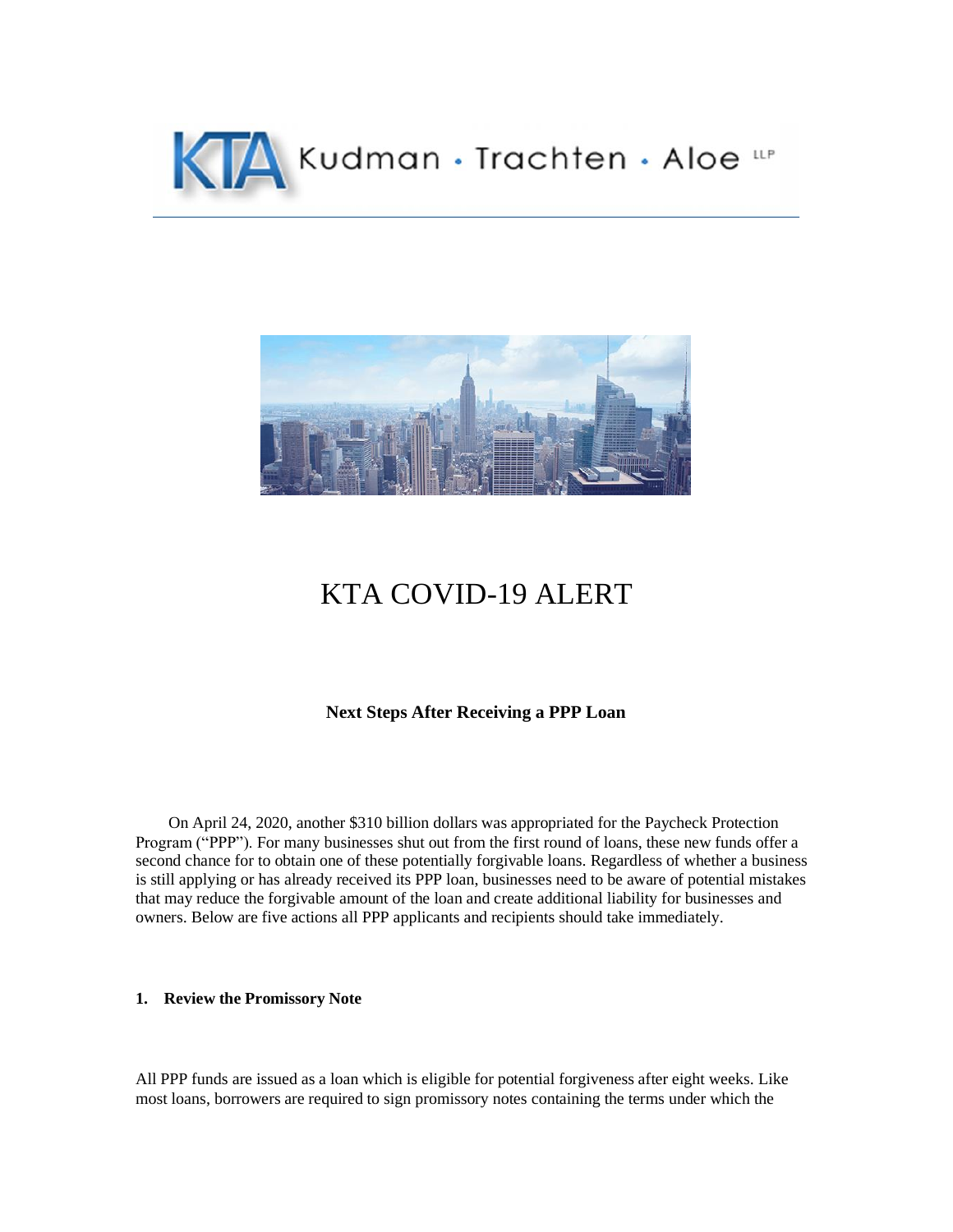# KTA COVID-19 ALERT

**Next Steps After Receiving a PPP Loan**

On April 24, 2020, another $310 billion dollars was appropriated for the Paycheck Protection Program ("PPP"). For many businesses shut out from the first round of loans, these new funds offer a second chance for to obtain one of these potentially forgivable loans. Regardless of whether a business is still applying or has already received its PPP loan, businesses need to be aware of potential mistakes that may reduce the forgivable amount of the loan and create additional liability for businesses and owners. Below are five actions all PPP applicants and recipients should take immediately.

**1. Review the Promissory Note**

All PPP funds are issued as a loan which is eligible for potential forgiveness after eight weeks. Like most loans, borrowers are required to sign promissory notes containing the terms under which the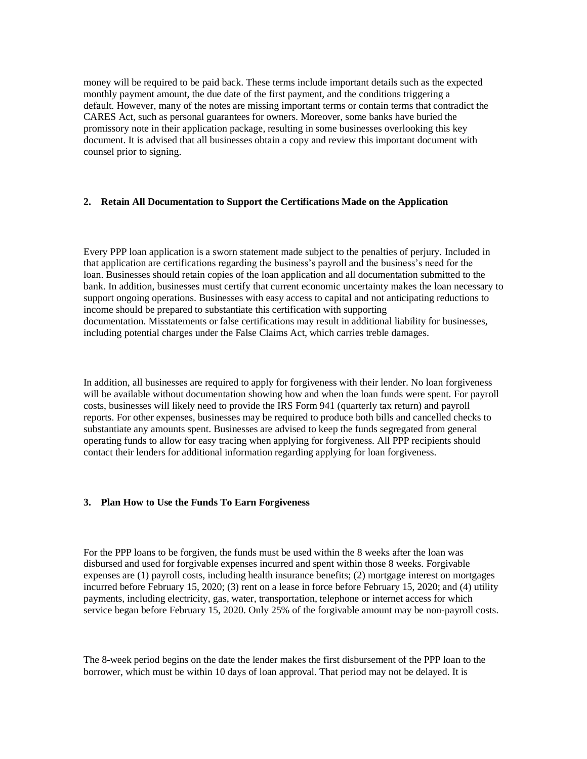money will be required to be paid back. These terms include important details such as the expected monthly payment amount, the due date of the first payment, and the conditions triggering a default. However, many of the notes are missing important terms or contain terms that contradict the CARES Act, such as personal guarantees for owners. Moreover, some banks have buried the promissory note in their application package, resulting in some businesses overlooking this key document. It is advised that all businesses obtain a copy and review this important document with counsel prior to signing.

### 2. Retain All Documentation to Support the Certifications Made on the Application

Every PPP loan application is a sworn statement made subject to the penalties of perjury. Included in that application are certifications regarding the business's payroll and the business's need for the loan. Businesses should retain copies of the loan application and all documentation submitted to the bank. In addition, businesses must certify that current economic uncertainty makes the loan necessary to support ongoing operations. Businesses with easy access to capital and not anticipating reductions to income should be prepared to substantiate this certification with supporting documentation. Misstatements or false certifications may result in additional liability for businesses, including potential charges under the False Claims Act, which carries treble damages.

In addition, all businesses are required to apply for forgiveness with their lender. No loan forgiveness will be available without documentation showing how and when the loan funds were spent. For payroll costs, businesses will likely need to provide the IRS Form 941 (quarterly tax return) and payroll reports. For other expenses, businesses may be required to produce both bills and cancelled checks to substantiate any amounts spent. Businesses are advised to keep the funds segregated from general operating funds to allow for easy tracing when applying for forgiveness. All PPP recipients should contact their lenders for additional information regarding applying for loan forgiveness.

### 3. Plan How to Use the Funds To Earn Forgiveness

For the PPP loans to be forgiven, the funds must be used within the 8 weeks after the loan was disbursed and used for forgivable expenses incurred and spent within those 8 weeks. Forgivable expenses are (1) payroll costs, including health insurance benefits; (2) mortgage interest on mortgages incurred before February 15, 2020; (3) rent on a lease in force before February 15, 2020; and (4) utility payments, including electricity, gas, water, transportation, telephone or internet access for which service began before February 15, 2020. Only 25% of the forgivable amount may be non-payroll costs.

The 8-week period begins on the date the lender makes the first disbursement of the PPP loan to the borrower, which must be within 10 days of loan approval. That period may not be delayed. It is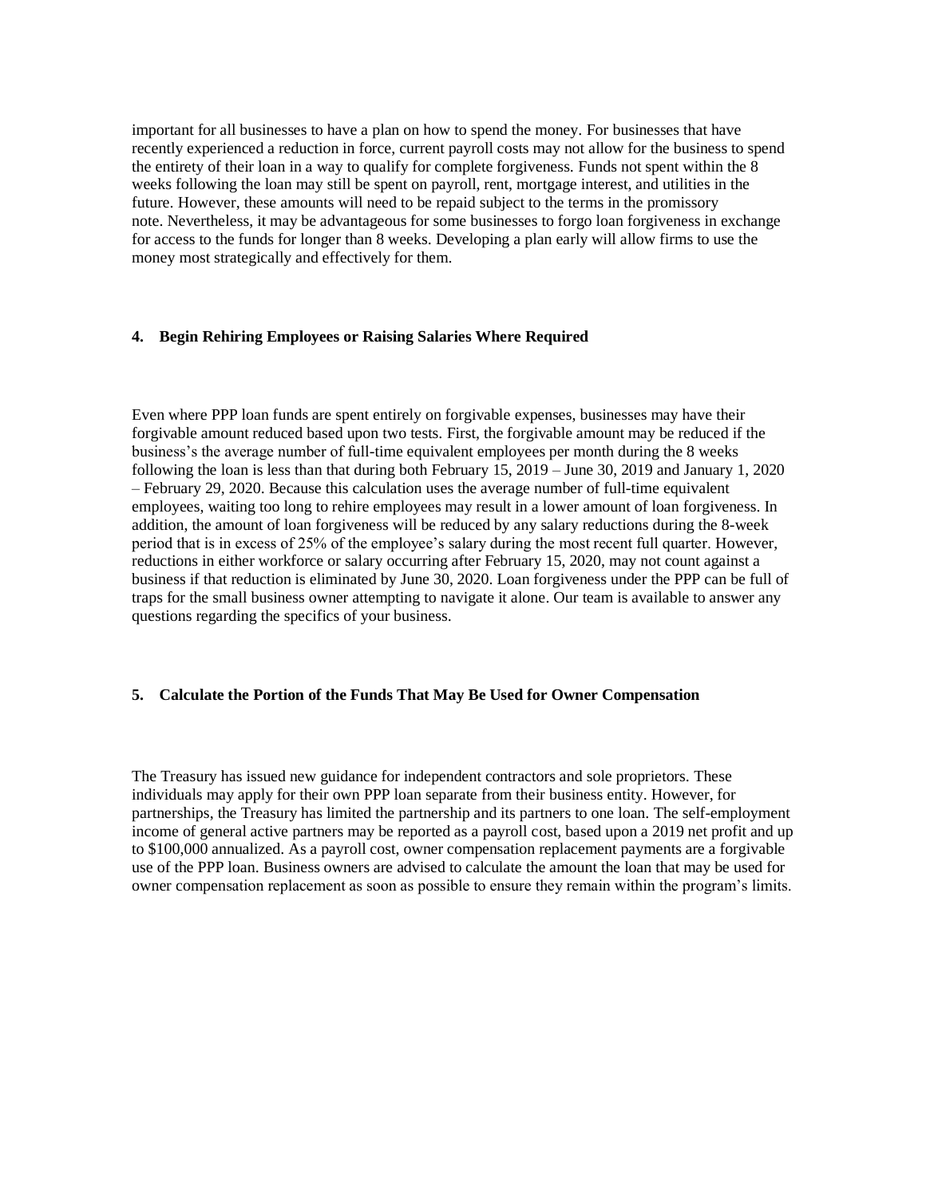important for all businesses to have a plan on how to spend the money. For businesses that have recently experienced a reduction in force, current payroll costs may not allow for the business to spend the entirety of their loan in a way to qualify for complete forgiveness. Funds not spent within the 8 weeks following the loan may still be spent on payroll, rent, mortgage interest, and utilities in the future. However, these amounts will need to be repaid subject to the terms in the promissory note. Nevertheless, it may be advantageous for some businesses to forgo loan forgiveness in exchange for access to the funds for longer than 8 weeks. Developing a plan early will allow firms to use the money most strategically and effectively for them.

**4. Begin Rehiring Employees or Raising Salaries Where Required**

Even where PPP loan funds are spent entirely on forgivable expenses, businesses may have their forgivable amount reduced based upon two tests. First, the forgivable amount may be reduced if the business's the average number of full-time equivalent employees per month during the 8 weeks following the loan is less than that during both February 15, 2019 – June 30, 2019 and January 1, 2020 – February 29, 2020. Because this calculation uses the average number of full-time equivalent employees, waiting too long to rehire employees may result in a lower amount of loan forgiveness. In addition, the amount of loan forgiveness will be reduced by any salary reductions during the 8-week period that is in excess of 25% of the employee's salary during the most recent full quarter. However, reductions in either workforce or salary occurring after February 15, 2020, may not count against a business if that reduction is eliminated by June 30, 2020. Loan forgiveness under the PPP can be full of traps for the small business owner attempting to navigate it alone. Our team is available to answer any questions regarding the specifics of your business.

**5. Calculate the Portion of the Funds That May Be Used for Owner Compensation**

The Treasury has issued new guidance for independent contractors and sole proprietors. These individuals may apply for their own PPP loan separate from their business entity. However, for partnerships, the Treasury has limited the partnership and its partners to one loan. The self-employment income of general active partners may be reported as a payroll cost, based upon a 2019 net profit and up to $100,000 annualized. As a payroll cost, owner compensation replacement payments are a forgivable use of the PPP loan. Business owners are advised to calculate the amount the loan that may be used for owner compensation replacement as soon as possible to ensure they remain within the program's limits.